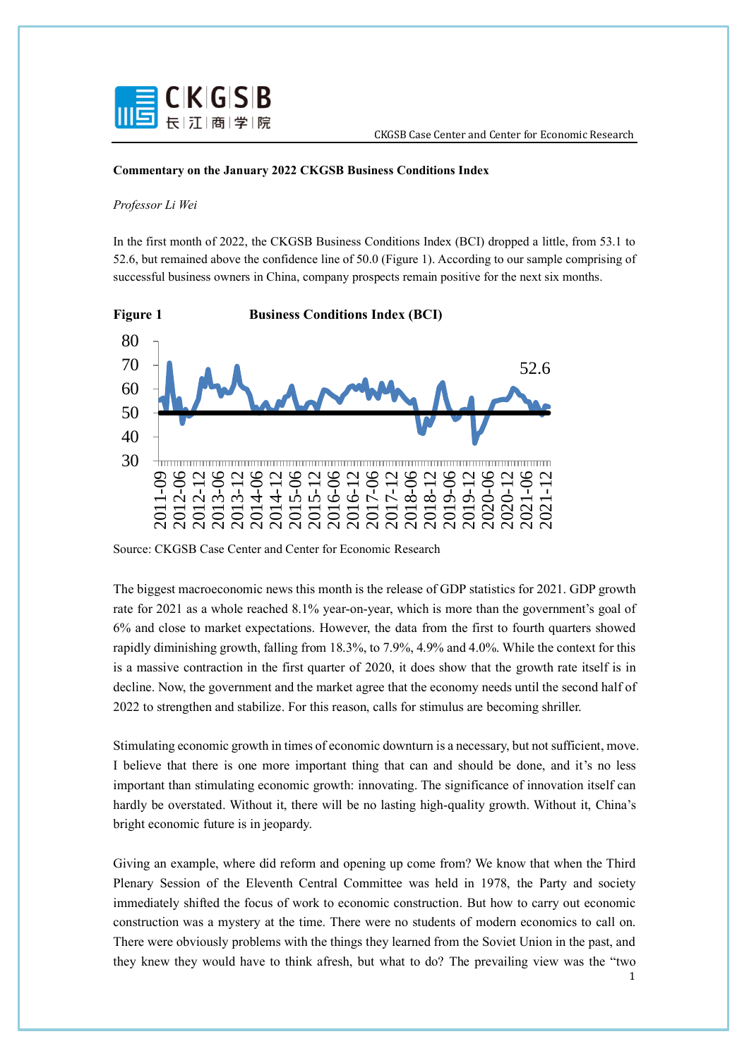**Commentary on the January 2022 CKGSB Business Conditions Index**

*Professor Li Wei*

In the first month of 2022, the CKGSB Business Conditions Index (BCI) dropped a little, from 53.1 to 52.6, but remained above the confidence line of 50.0 (Figure 1). According to our sample comprising of successful business owners in China, company prospects remain positive for the next six months.

**Figure 1** **Business Conditions Index (BCI)**

Source: CKGSB Case Center and Center for Economic Research

The biggest macroeconomic news this month is the release of GDP statistics for 2021. GDP growth rate for 2021 as a whole reached 8.1% year-on-year, which is more than the government's goal of 6% and close to market expectations. However, the data from the first to fourth quarters showed rapidly diminishing growth, falling from 18.3%, to 7.9%, 4.9% and 4.0%. While the context for this is a massive contraction in the first quarter of 2020, it does show that the growth rate itself is in decline. Now, the government and the market agree that the economy needs until the second half of 2022 to strengthen and stabilize. For this reason, calls for stimulus are becoming shriller.

Stimulating economic growth in times of economic downturn is a necessary, but not sufficient, move. I believe that there is one more important thing that can and should be done, and it's no less important than stimulating economic growth: innovating. The significance of innovation itself can hardly be overstated. Without it, there will be no lasting high-quality growth. Without it, China's bright economic future is in jeopardy.

Giving an example, where did reform and opening up come from? We know that when the Third Plenary Session of the Eleventh Central Committee was held in 1978, the Party and society immediately shifted the focus of work to economic construction. But how to carry out economic construction was a mystery at the time. There were no students of modern economics to call on. There were obviously problems with the things they learned from the Soviet Union in the past, and they knew they would have to think afresh, but what to do? The prevailing view was the "two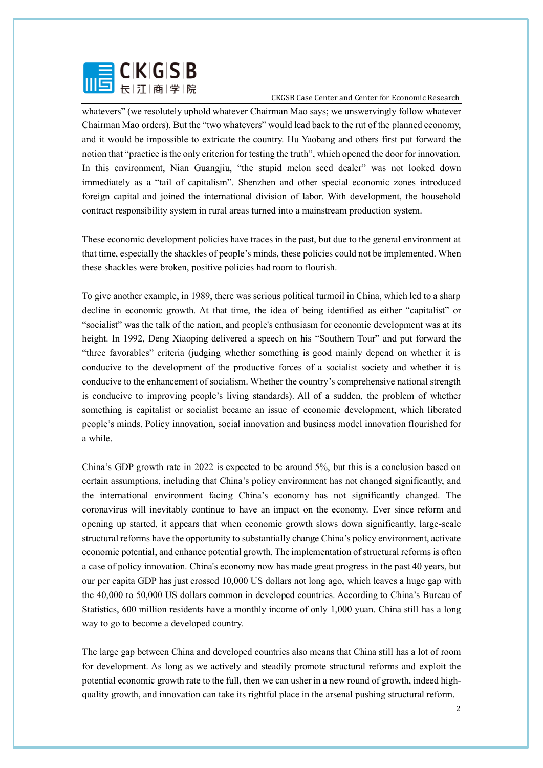whatevers" (we resolutely uphold whatever Chairman Mao says; we unswervingly follow whatever Chairman Mao orders). But the "two whatevers" would lead back to the rut of the planned economy, and it would be impossible to extricate the country. Hu Yaobang and others first put forward the notion that "practice is the only criterion for testing the truth", which opened the door for innovation. In this environment, Nian Guangjiu, "the stupid melon seed dealer" was not looked down immediately as a "tail of capitalism". Shenzhen and other special economic zones introduced foreign capital and joined the international division of labor. With development, the household contract responsibility system in rural areas turned into a mainstream production system.

These economic development policies have traces in the past, but due to the general environment at that time, especially the shackles of people's minds, these policies could not be implemented. When these shackles were broken, positive policies had room to flourish.

To give another example, in 1989, there was serious political turmoil in China, which led to a sharp decline in economic growth. At that time, the idea of being identified as either "capitalist" or "socialist" was the talk of the nation, and people's enthusiasm for economic development was at its height. In 1992, Deng Xiaoping delivered a speech on his "Southern Tour" and put forward the "three favorables" criteria (judging whether something is good mainly depend on whether it is conducive to the development of the productive forces of a socialist society and whether it is conducive to the enhancement of socialism. Whether the country's comprehensive national strength is conducive to improving people's living standards). All of a sudden, the problem of whether something is capitalist or socialist became an issue of economic development, which liberated people's minds. Policy innovation, social innovation and business model innovation flourished for a while.

China's GDP growth rate in 2022 is expected to be around 5%, but this is a conclusion based on certain assumptions, including that China's policy environment has not changed significantly, and the international environment facing China's economy has not significantly changed. The coronavirus will inevitably continue to have an impact on the economy. Ever since reform and opening up started, it appears that when economic growth slows down significantly, large-scale structural reforms have the opportunity to substantially change China's policy environment, activate economic potential, and enhance potential growth. The implementation of structural reforms is often a case of policy innovation. China's economy now has made great progress in the past 40 years, but our per capita GDP has just crossed 10,000 US dollars not long ago, which leaves a huge gap with the 40,000 to 50,000 US dollars common in developed countries. According to China's Bureau of Statistics, 600 million residents have a monthly income of only 1,000 yuan. China still has a long way to go to become a developed country.

The large gap between China and developed countries also means that China still has a lot of room for development. As long as we actively and steadily promote structural reforms and exploit the potential economic growth rate to the full, then we can usher in a new round of growth, indeed high-quality growth, and innovation can take its rightful place in the arsenal pushing structural reform.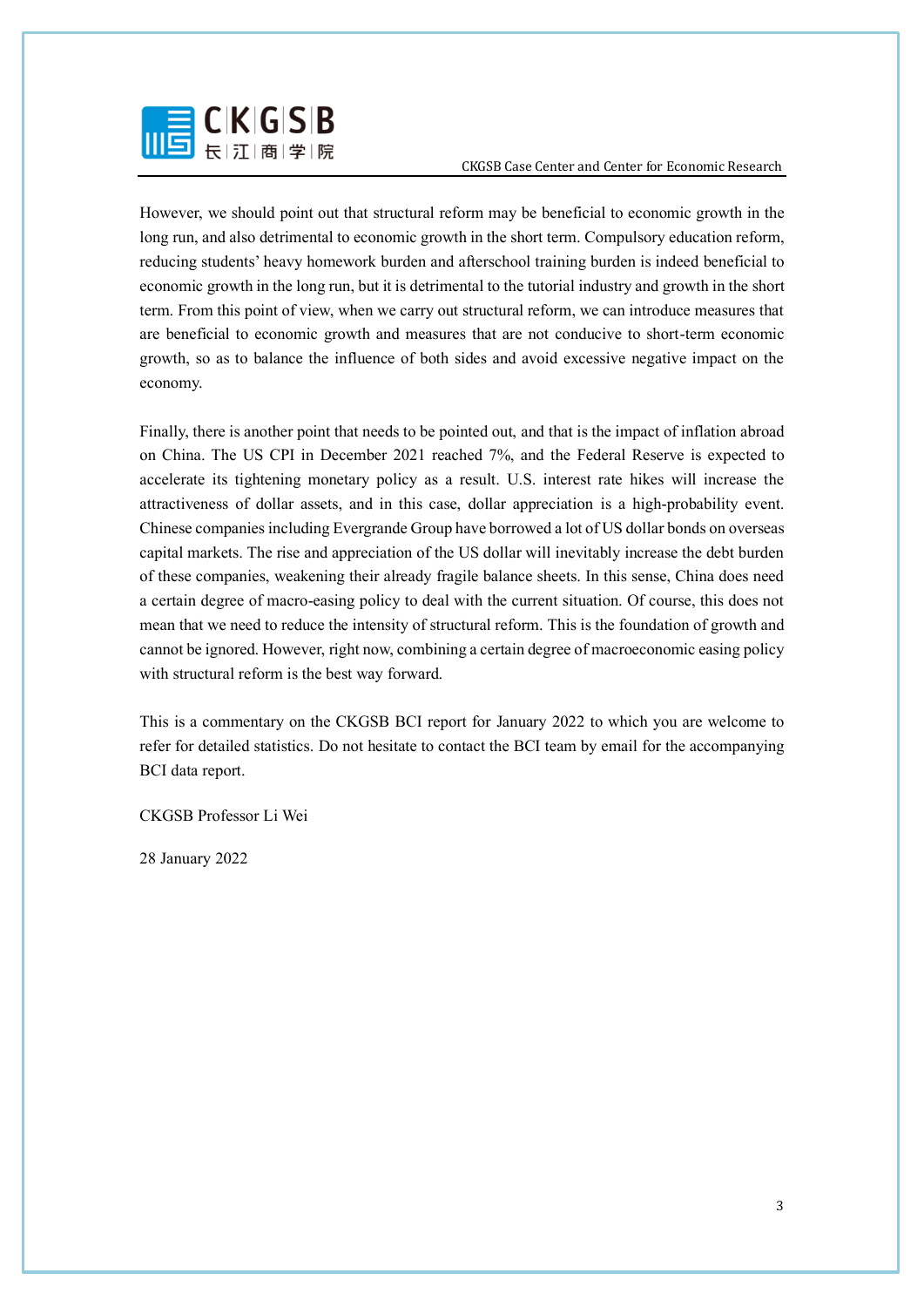However, we should point out that structural reform may be beneficial to economic growth in the long run, and also detrimental to economic growth in the short term. Compulsory education reform, reducing students' heavy homework burden and afterschool training burden is indeed beneficial to economic growth in the long run, but it is detrimental to the tutorial industry and growth in the short term. From this point of view, when we carry out structural reform, we can introduce measures that are beneficial to economic growth and measures that are not conducive to short-term economic growth, so as to balance the influence of both sides and avoid excessive negative impact on the economy.

Finally, there is another point that needs to be pointed out, and that is the impact of inflation abroad on China. The US CPI in December 2021 reached 7%, and the Federal Reserve is expected to accelerate its tightening monetary policy as a result. U.S. interest rate hikes will increase the attractiveness of dollar assets, and in this case, dollar appreciation is a high-probability event. Chinese companies including Evergrande Group have borrowed a lot of US dollar bonds on overseas capital markets. The rise and appreciation of the US dollar will inevitably increase the debt burden of these companies, weakening their already fragile balance sheets. In this sense, China does need a certain degree of macro-easing policy to deal with the current situation. Of course, this does not mean that we need to reduce the intensity of structural reform. This is the foundation of growth and cannot be ignored. However, right now, combining a certain degree of macroeconomic easing policy with structural reform is the best way forward.

This is a commentary on the CKGSB BCI report for January 2022 to which you are welcome to refer for detailed statistics. Do not hesitate to contact the BCI team by email for the accompanying BCI data report.

CKGSB Professor Li Wei

28 January 2022